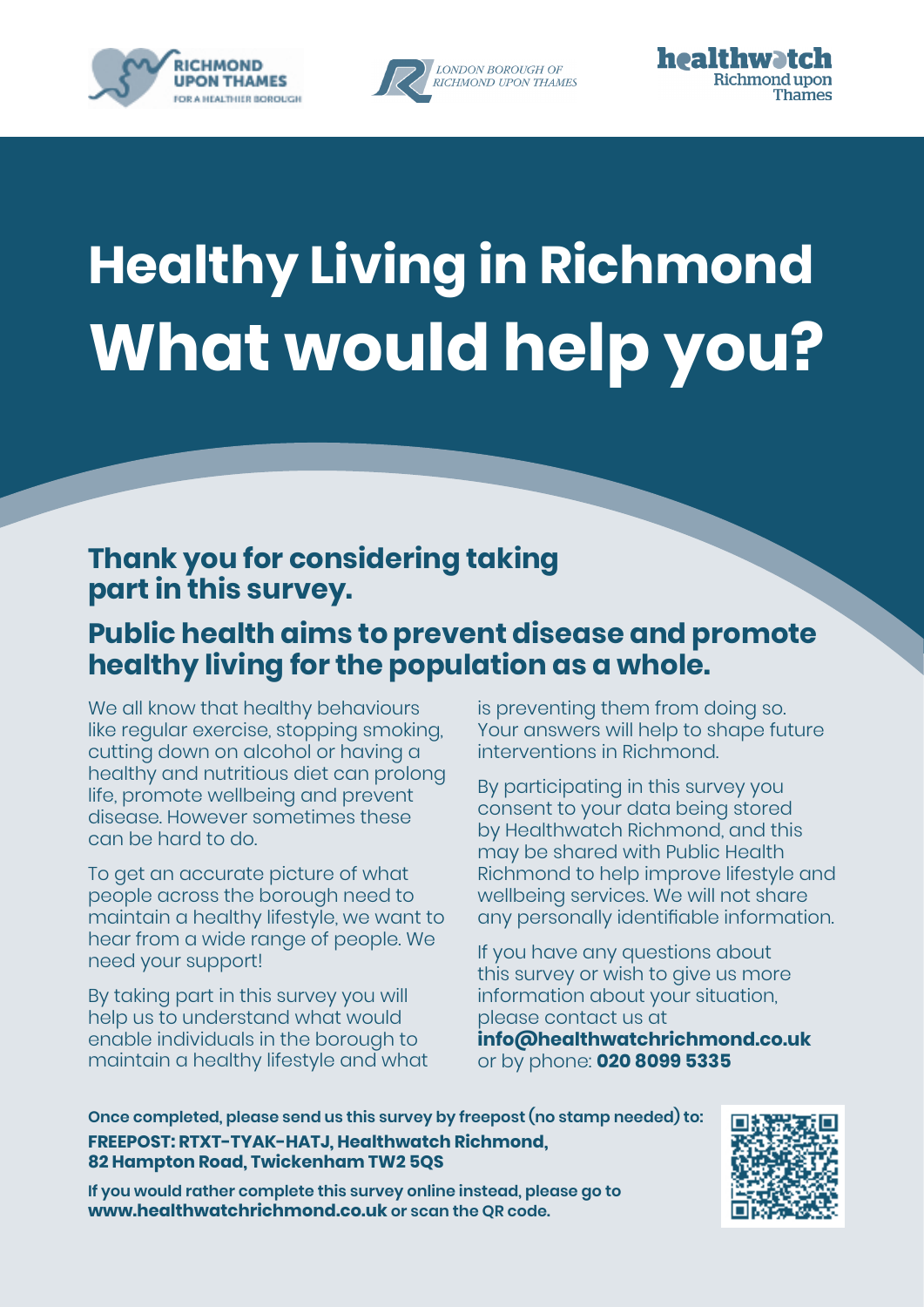RICHMOND UPON THAMES FOR A HEALTHIER BOROUGH

LONDON BOROUGH OF RICHMOND UPON THAMES

healthwatch Richmond upon Thames

# Healthy Living in Richmond
# What would help you?

## Thank you for considering taking part in this survey.

## Public health aims to prevent disease and promote healthy living for the population as a whole.

We all know that healthy behaviours like regular exercise, stopping smoking, cutting down on alcohol or having a healthy and nutritious diet can prolong life, promote wellbeing and prevent disease. However sometimes these can be hard to do.

To get an accurate picture of what people across the borough need to maintain a healthy lifestyle, we want to hear from a wide range of people. We need your support!

By taking part in this survey you will help us to understand what would enable individuals in the borough to maintain a healthy lifestyle and what is preventing them from doing so. Your answers will help to shape future interventions in Richmond.

By participating in this survey you consent to your data being stored by Healthwatch Richmond, and this may be shared with Public Health Richmond to help improve lifestyle and wellbeing services. We will not share any personally identifiable information.

If you have any questions about this survey or wish to give us more information about your situation, please contact us at **info@healthwatchrichmond.co.uk** or by phone: **020 8099 5335**

**Once completed, please send us this survey by freepost (no stamp needed) to:**
**FREEPOST: RTXT-TYAK-HATJ, Healthwatch Richmond, 82 Hampton Road, Twickenham TW2 5QS**

**If you would rather complete this survey online instead, please go to www.healthwatchrichmond.co.uk or scan the QR code.**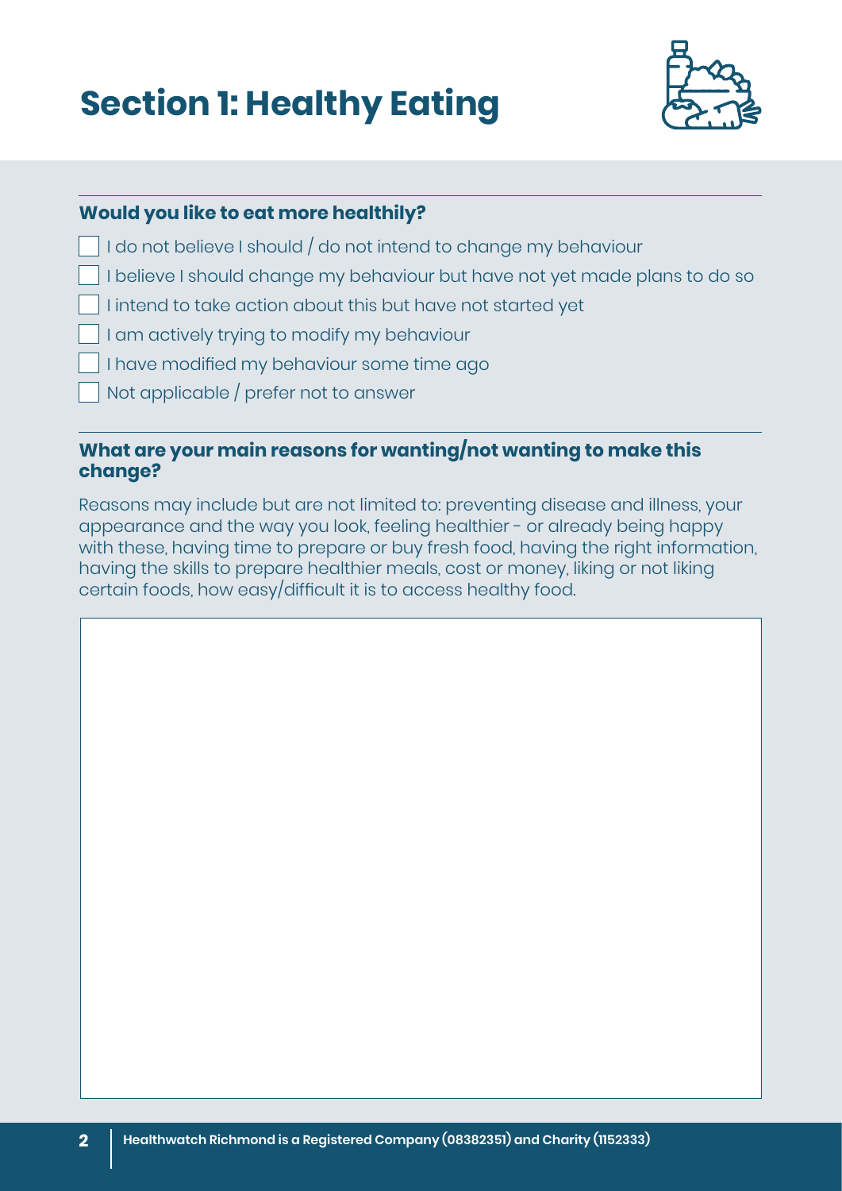# Section 1: Healthy Eating

**Would you like to eat more healthily?**

- [ ] I do not believe I should / do not intend to change my behaviour
- [ ] I believe I should change my behaviour but have not yet made plans to do so
- [ ] I intend to take action about this but have not started yet
- [ ] I am actively trying to modify my behaviour
- [ ] I have modified my behaviour some time ago
- [ ] Not applicable / prefer not to answer

**What are your main reasons for wanting/not wanting to make this change?**

Reasons may include but are not limited to: preventing disease and illness, your appearance and the way you look, feeling healthier - or already being happy with these, having time to prepare or buy fresh food, having the right information, having the skills to prepare healthier meals, cost or money, liking or not liking certain foods, how easy/difficult it is to access healthy food.

Healthwatch Richmond is a Registered Company (08382351) and Charity (1152333)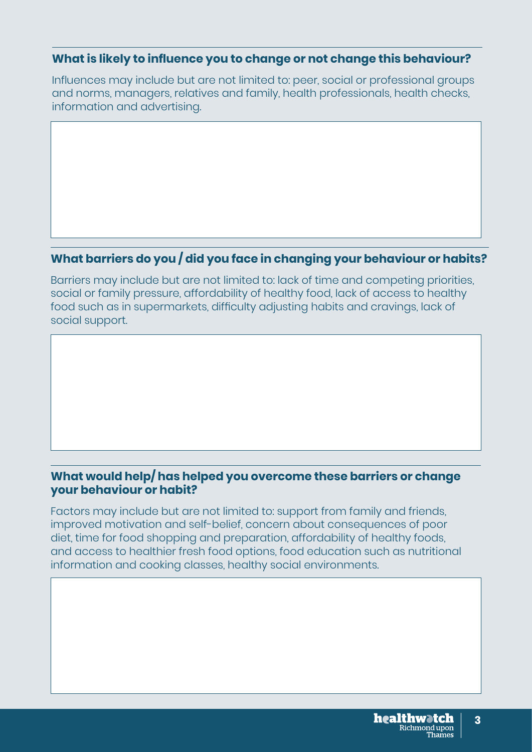### What is likely to influence you to change or not change this behaviour?

Influences may include but are not limited to: peer, social or professional groups and norms, managers, relatives and family, health professionals, health checks, information and advertising.

### What barriers do you / did you face in changing your behaviour or habits?

Barriers may include but are not limited to: lack of time and competing priorities, social or family pressure, affordability of healthy food, lack of access to healthy food such as in supermarkets, difficulty adjusting habits and cravings, lack of social support.

### What would help/ has helped you overcome these barriers or change your behaviour or habit?

Factors may include but are not limited to: support from family and friends, improved motivation and self-belief, concern about consequences of poor diet, time for food shopping and preparation, affordability of healthy foods, and access to healthier fresh food options, food education such as nutritional information and cooking classes, healthy social environments.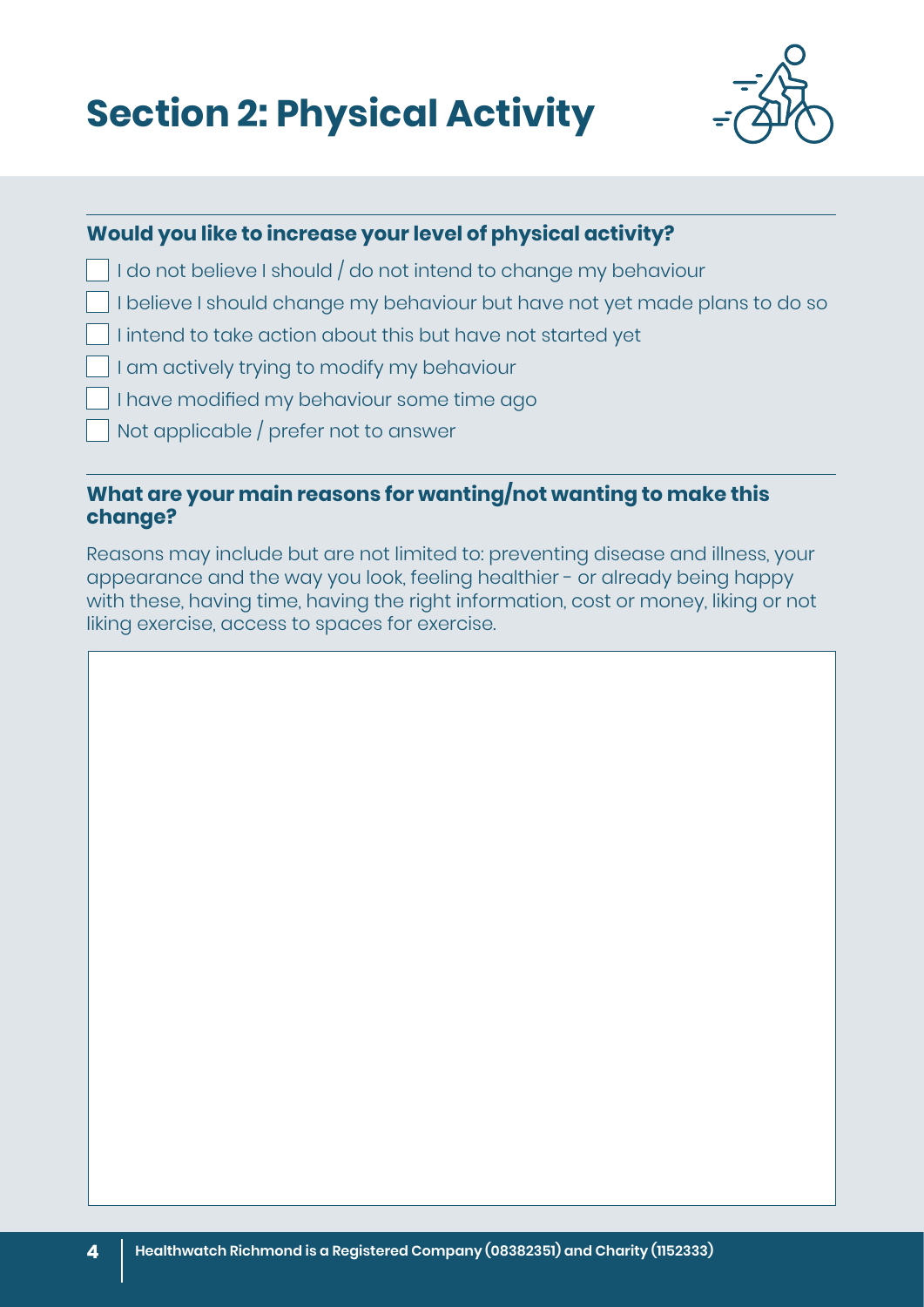# Section 2: Physical Activity

**Would you like to increase your level of physical activity?**

- [ ] I do not believe I should / do not intend to change my behaviour
- [ ] I believe I should change my behaviour but have not yet made plans to do so
- [ ] I intend to take action about this but have not started yet
- [ ] I am actively trying to modify my behaviour
- [ ] I have modified my behaviour some time ago
- [ ] Not applicable / prefer not to answer

**What are your main reasons for wanting/not wanting to make this change?**

Reasons may include but are not limited to: preventing disease and illness, your appearance and the way you look, feeling healthier - or already being happy with these, having time, having the right information, cost or money, liking or not liking exercise, access to spaces for exercise.

Healthwatch Richmond is a Registered Company (08382351) and Charity (1152333)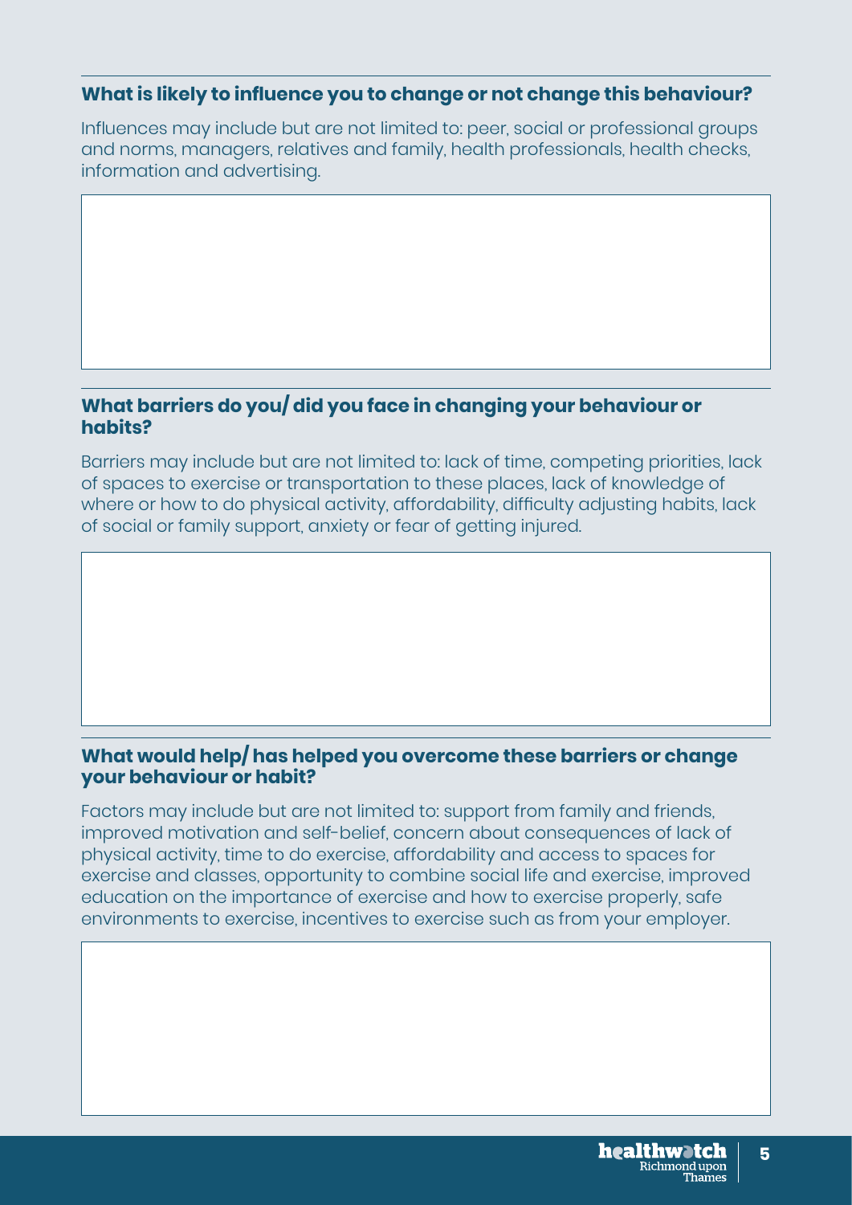### What is likely to influence you to change or not change this behaviour?

Influences may include but are not limited to: peer, social or professional groups and norms, managers, relatives and family, health professionals, health checks, information and advertising.

### What barriers do you/ did you face in changing your behaviour or habits?

Barriers may include but are not limited to: lack of time, competing priorities, lack of spaces to exercise or transportation to these places, lack of knowledge of where or how to do physical activity, affordability, difficulty adjusting habits, lack of social or family support, anxiety or fear of getting injured.

### What would help/ has helped you overcome these barriers or change your behaviour or habit?

Factors may include but are not limited to: support from family and friends, improved motivation and self-belief, concern about consequences of lack of physical activity, time to do exercise, affordability and access to spaces for exercise and classes, opportunity to combine social life and exercise, improved education on the importance of exercise and how to exercise properly, safe environments to exercise, incentives to exercise such as from your employer.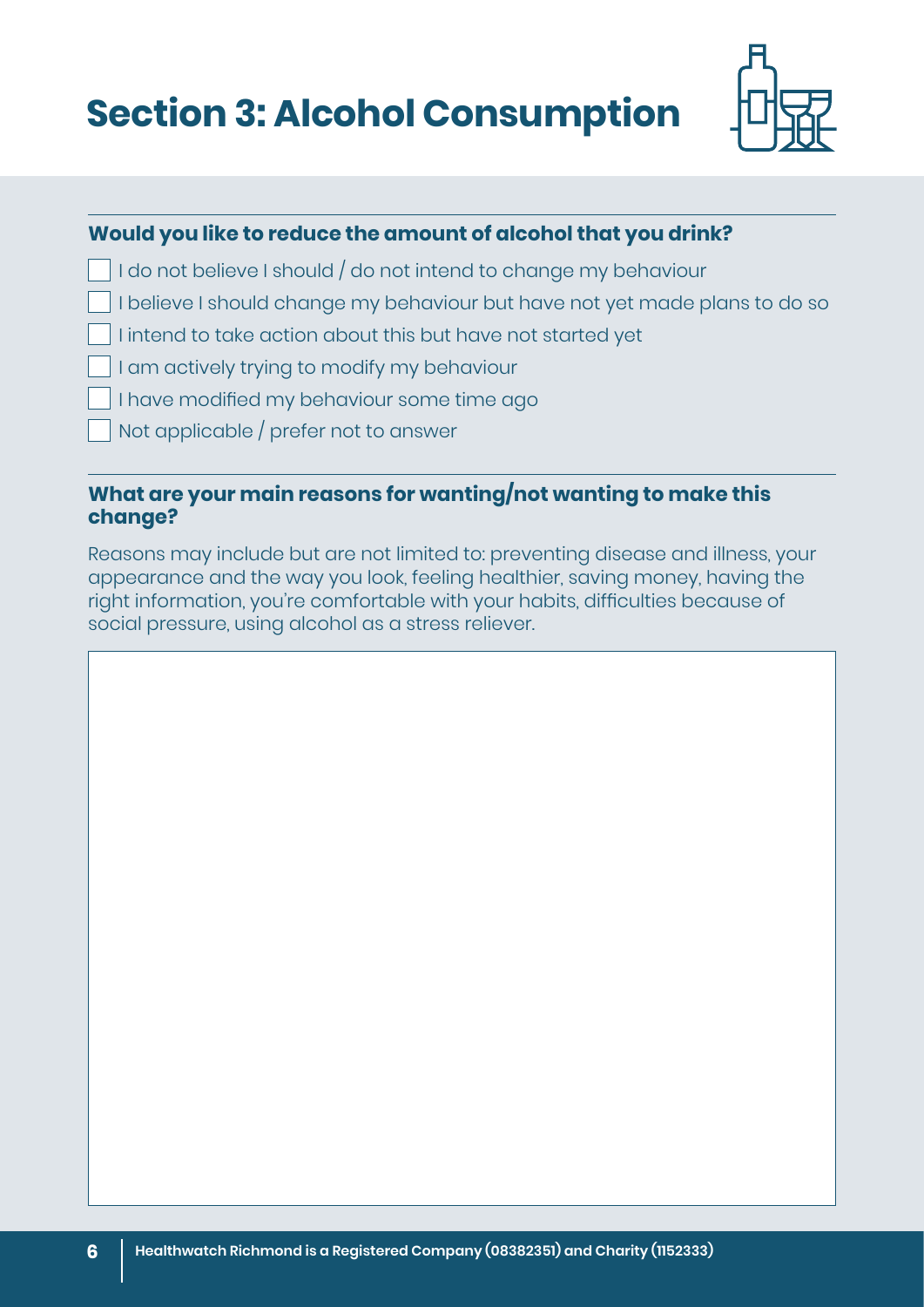# Section 3: Alcohol Consumption

**Would you like to reduce the amount of alcohol that you drink?**

- [ ] I do not believe I should / do not intend to change my behaviour
- [ ] I believe I should change my behaviour but have not yet made plans to do so
- [ ] I intend to take action about this but have not started yet
- [ ] I am actively trying to modify my behaviour
- [ ] I have modified my behaviour some time ago
- [ ] Not applicable / prefer not to answer

**What are your main reasons for wanting/not wanting to make this change?**

Reasons may include but are not limited to: preventing disease and illness, your appearance and the way you look, feeling healthier, saving money, having the right information, you're comfortable with your habits, difficulties because of social pressure, using alcohol as a stress reliever.

Healthwatch Richmond is a Registered Company (08382351) and Charity (1152333)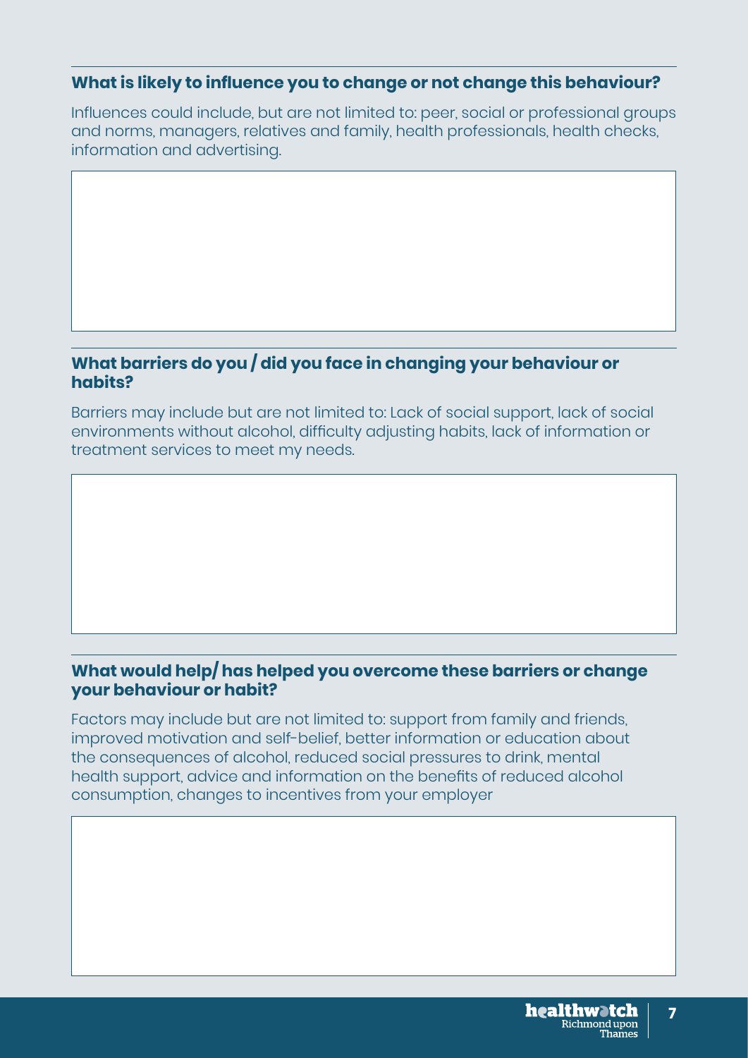### What is likely to influence you to change or not change this behaviour?

Influences could include, but are not limited to: peer, social or professional groups and norms, managers, relatives and family, health professionals, health checks, information and advertising.

### What barriers do you / did you face in changing your behaviour or habits?

Barriers may include but are not limited to: Lack of social support, lack of social environments without alcohol, difficulty adjusting habits, lack of information or treatment services to meet my needs.

### What would help/ has helped you overcome these barriers or change your behaviour or habit?

Factors may include but are not limited to: support from family and friends, improved motivation and self-belief, better information or education about the consequences of alcohol, reduced social pressures to drink, mental health support, advice and information on the benefits of reduced alcohol consumption, changes to incentives from your employer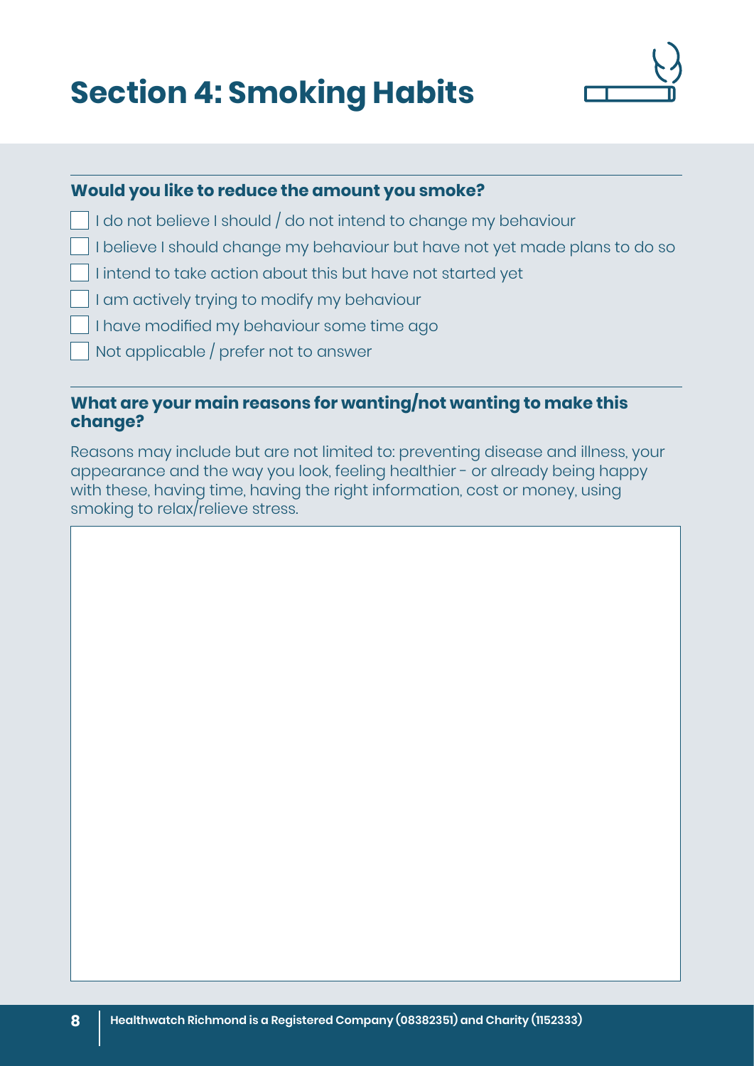# Section 4: Smoking Habits

**Would you like to reduce the amount you smoke?**

- [ ] I do not believe I should / do not intend to change my behaviour
- [ ] I believe I should change my behaviour but have not yet made plans to do so
- [ ] I intend to take action about this but have not started yet
- [ ] I am actively trying to modify my behaviour
- [ ] I have modified my behaviour some time ago
- [ ] Not applicable / prefer not to answer

**What are your main reasons for wanting/not wanting to make this change?**

Reasons may include but are not limited to: preventing disease and illness, your appearance and the way you look, feeling healthier - or already being happy with these, having time, having the right information, cost or money, using smoking to relax/relieve stress.

Healthwatch Richmond is a Registered Company (08382351) and Charity (1152333)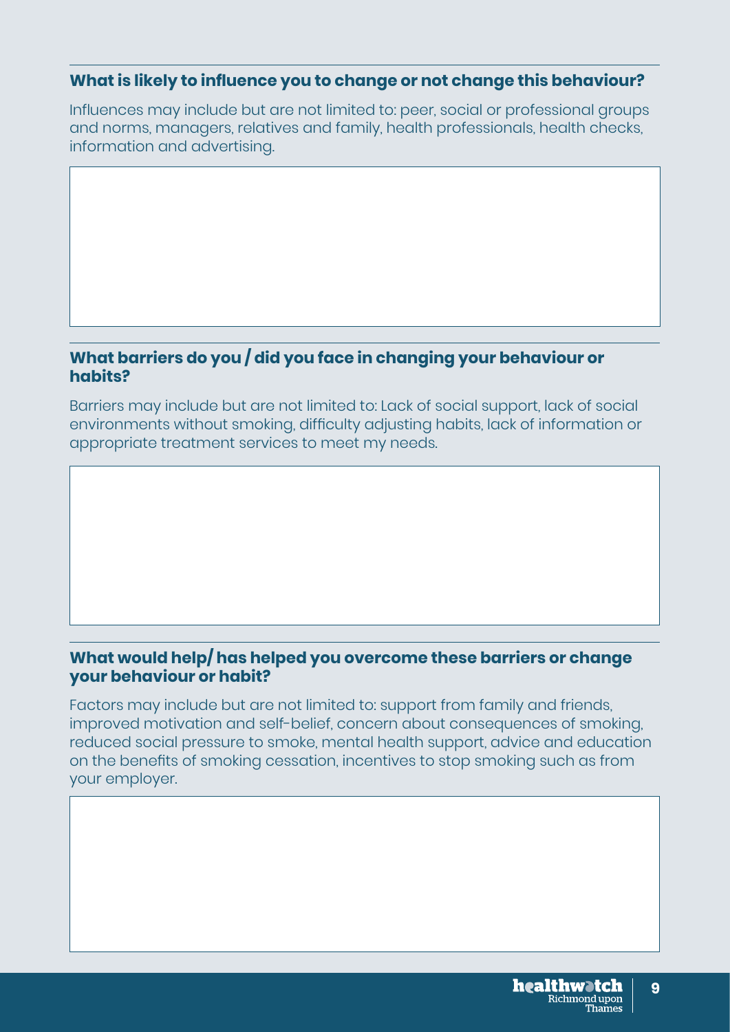### What is likely to influence you to change or not change this behaviour?

Influences may include but are not limited to: peer, social or professional groups and norms, managers, relatives and family, health professionals, health checks, information and advertising.

### What barriers do you / did you face in changing your behaviour or habits?

Barriers may include but are not limited to: Lack of social support, lack of social environments without smoking, difficulty adjusting habits, lack of information or appropriate treatment services to meet my needs.

### What would help/ has helped you overcome these barriers or change your behaviour or habit?

Factors may include but are not limited to: support from family and friends, improved motivation and self-belief, concern about consequences of smoking, reduced social pressure to smoke, mental health support, advice and education on the benefits of smoking cessation, incentives to stop smoking such as from your employer.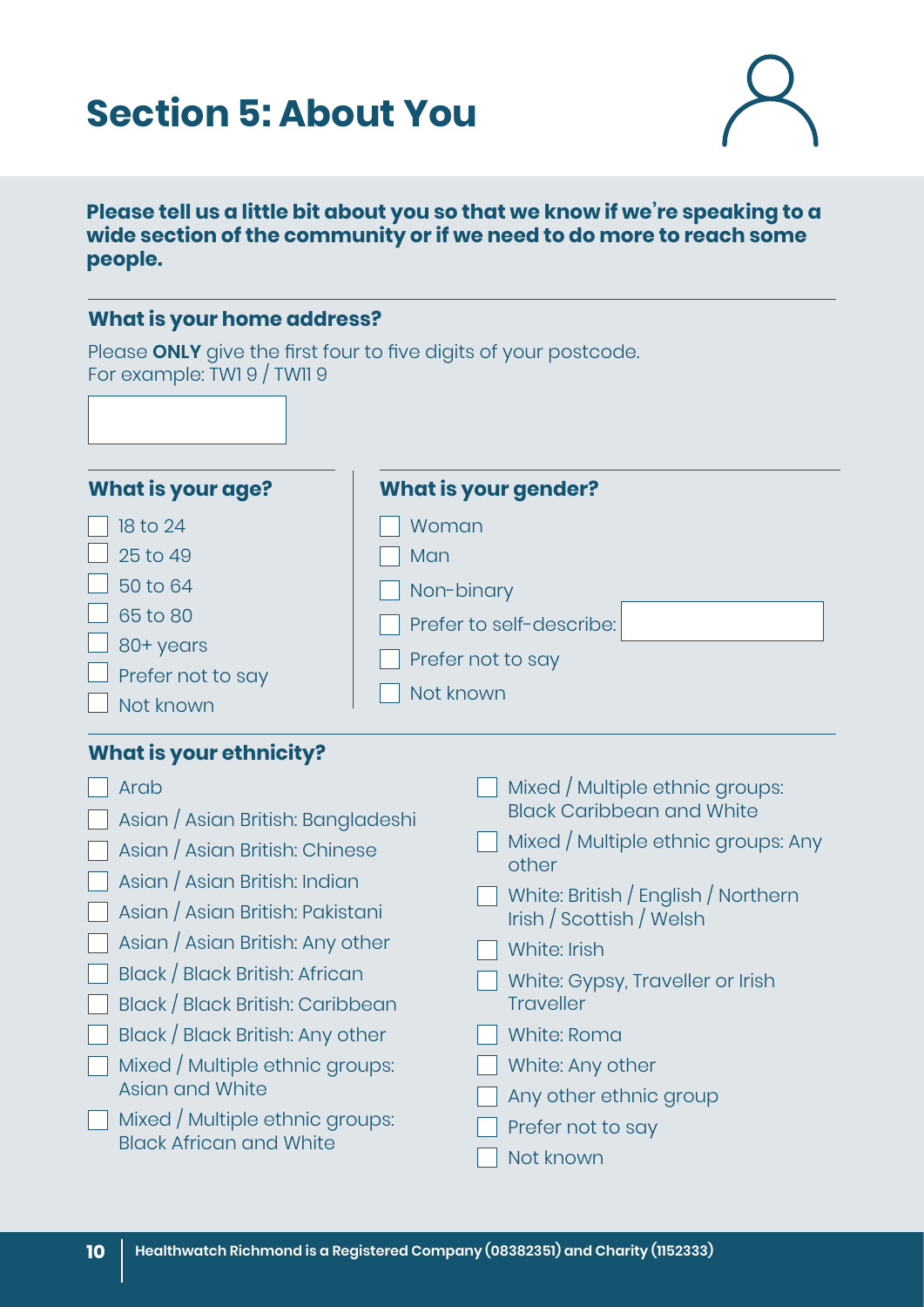# Section 5: About You

**Please tell us a little bit about you so that we know if we're speaking to a wide section of the community or if we need to do more to reach some people.**

### What is your home address?

Please **ONLY** give the first four to five digits of your postcode.
For example: TW1 9 / TW11 9

### What is your age?

- ☐ 18 to 24
- ☐ 25 to 49
- ☐ 50 to 64
- ☐ 65 to 80
- ☐ 80+ years
- ☐ Prefer not to say
- ☐ Not known

### What is your gender?

- ☐ Woman
- ☐ Man
- ☐ Non-binary
- ☐ Prefer to self-describe:
- ☐ Prefer not to say
- ☐ Not known

### What is your ethnicity?

- ☐ Arab
- ☐ Asian / Asian British: Bangladeshi
- ☐ Asian / Asian British: Chinese
- ☐ Asian / Asian British: Indian
- ☐ Asian / Asian British: Pakistani
- ☐ Asian / Asian British: Any other
- ☐ Black / Black British: African
- ☐ Black / Black British: Caribbean
- ☐ Black / Black British: Any other
- ☐ Mixed / Multiple ethnic groups: Asian and White
- ☐ Mixed / Multiple ethnic groups: Black African and White
- ☐ Mixed / Multiple ethnic groups: Black Caribbean and White
- ☐ Mixed / Multiple ethnic groups: Any other
- ☐ White: British / English / Northern Irish / Scottish / Welsh
- ☐ White: Irish
- ☐ White: Gypsy, Traveller or Irish Traveller
- ☐ White: Roma
- ☐ White: Any other
- ☐ Any other ethnic group
- ☐ Prefer not to say
- ☐ Not known

Healthwatch Richmond is a Registered Company (08382351) and Charity (1152333)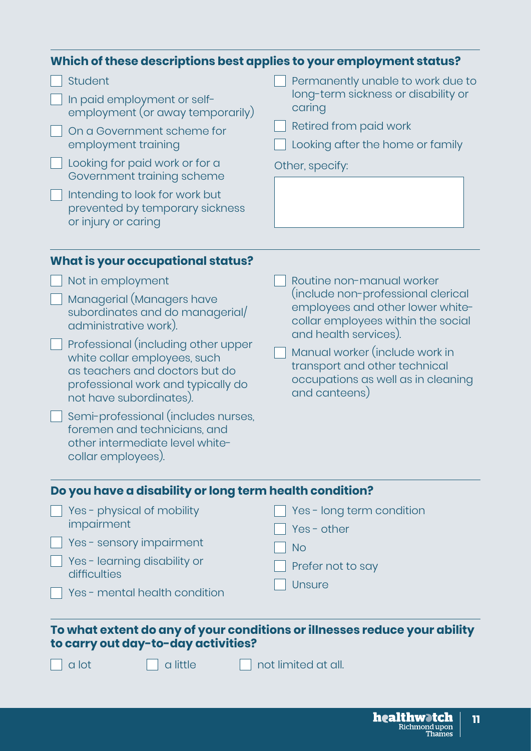### Which of these descriptions best applies to your employment status?

- [ ] Student
- [ ] In paid employment or self-employment (or away temporarily)
- [ ] On a Government scheme for employment training
- [ ] Looking for paid work or for a Government training scheme
- [ ] Intending to look for work but prevented by temporary sickness or injury or caring
- [ ] Permanently unable to work due to long-term sickness or disability or caring
- [ ] Retired from paid work
- [ ] Looking after the home or family

Other, specify:

### What is your occupational status?

- [ ] Not in employment
- [ ] Managerial (Managers have subordinates and do managerial/administrative work).
- [ ] Professional (including other upper white collar employees, such as teachers and doctors but do professional work and typically do not have subordinates).
- [ ] Semi-professional (includes nurses, foremen and technicians, and other intermediate level white-collar employees).
- [ ] Routine non-manual worker (include non-professional clerical employees and other lower white-collar employees within the social and health services).
- [ ] Manual worker (include work in transport and other technical occupations as well as in cleaning and canteens)

### Do you have a disability or long term health condition?

- [ ] Yes - physical of mobility impairment
- [ ] Yes - sensory impairment
- [ ] Yes - learning disability or difficulties
- [ ] Yes - mental health condition
- [ ] Yes - long term condition
- [ ] Yes - other
- [ ] No
- [ ] Prefer not to say
- [ ] Unsure

### To what extent do any of your conditions or illnesses reduce your ability to carry out day-to-day activities?

- [ ] a lot
- [ ] a little
- [ ] not limited at all.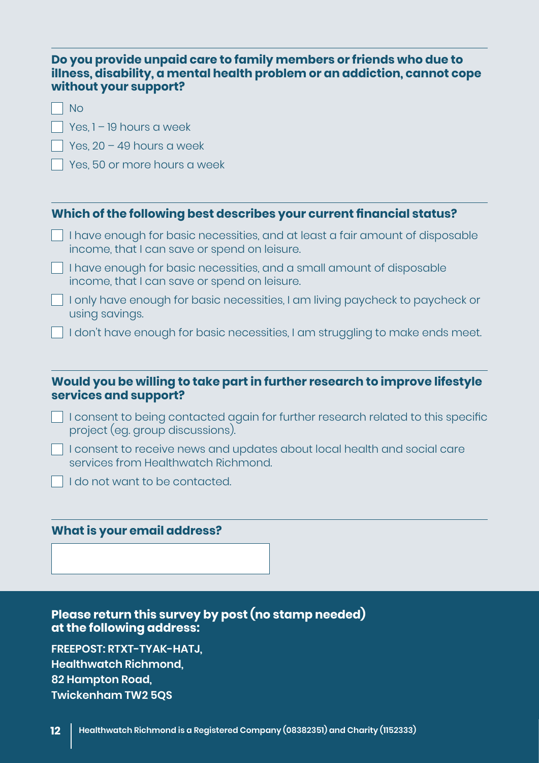### Do you provide unpaid care to family members or friends who due to illness, disability, a mental health problem or an addiction, cannot cope without your support?

- [ ] No
- [ ] Yes, 1 – 19 hours a week
- [ ] Yes, 20 – 49 hours a week
- [ ] Yes, 50 or more hours a week

### Which of the following best describes your current financial status?

- [ ] I have enough for basic necessities, and at least a fair amount of disposable income, that I can save or spend on leisure.
- [ ] I have enough for basic necessities, and a small amount of disposable income, that I can save or spend on leisure.
- [ ] I only have enough for basic necessities, I am living paycheck to paycheck or using savings.
- [ ] I don't have enough for basic necessities, I am struggling to make ends meet.

### Would you be willing to take part in further research to improve lifestyle services and support?

- [ ] I consent to being contacted again for further research related to this specific project (eg. group discussions).
- [ ] I consent to receive news and updates about local health and social care services from Healthwatch Richmond.
- [ ] I do not want to be contacted.

### What is your email address?

&nbsp;

**Please return this survey by post (no stamp needed) at the following address:**

**FREEPOST: RTXT-TYAK-HATJ,**
**Healthwatch Richmond,**
**82 Hampton Road,**
**Twickenham TW2 5QS**

Healthwatch Richmond is a Registered Company (08382351) and Charity (1152333)